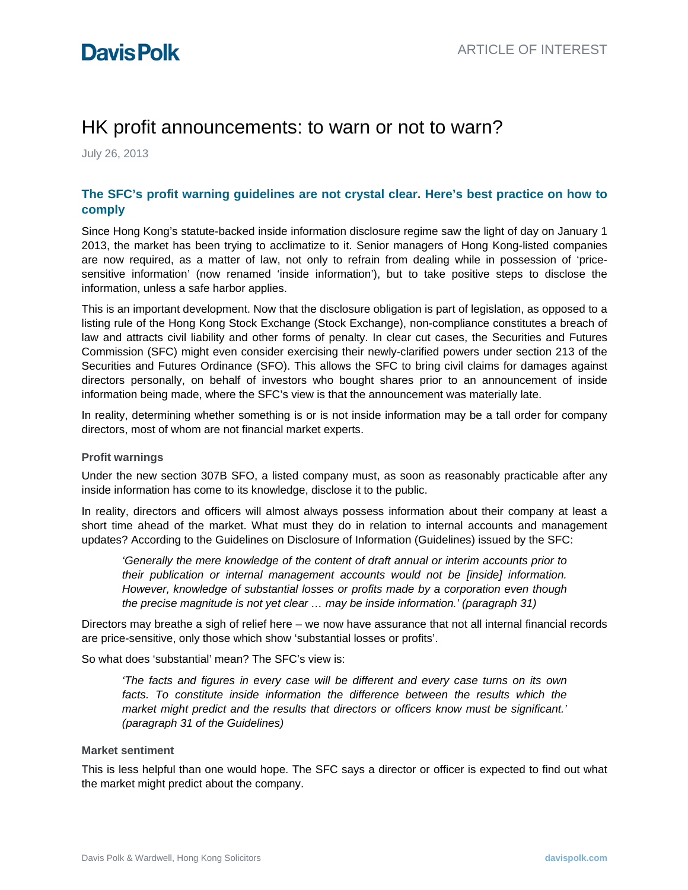# HK profit announcements: to warn or not to warn?

July 26, 2013

## The SFC's profit warning guidelines are not crystal clear. Here's best practice on how to comply

Since Hong Kong's statute-backed inside information disclosure regime saw the light of day on January 1 2013, the market has been trying to acclimatize to it. Senior managers of Hong Kong-listed companies are now required, as a matter of law, not only to refrain from dealing while in possession of 'price-sensitive information' (now renamed 'inside information'), but to take positive steps to disclose the information, unless a safe harbor applies.

This is an important development. Now that the disclosure obligation is part of legislation, as opposed to a listing rule of the Hong Kong Stock Exchange (Stock Exchange), non-compliance constitutes a breach of law and attracts civil liability and other forms of penalty. In clear cut cases, the Securities and Futures Commission (SFC) might even consider exercising their newly-clarified powers under section 213 of the Securities and Futures Ordinance (SFO). This allows the SFC to bring civil claims for damages against directors personally, on behalf of investors who bought shares prior to an announcement of inside information being made, where the SFC's view is that the announcement was materially late.

In reality, determining whether something is or is not inside information may be a tall order for company directors, most of whom are not financial market experts.

### Profit warnings

Under the new section 307B SFO, a listed company must, as soon as reasonably practicable after any inside information has come to its knowledge, disclose it to the public.

In reality, directors and officers will almost always possess information about their company at least a short time ahead of the market. What must they do in relation to internal accounts and management updates? According to the Guidelines on Disclosure of Information (Guidelines) issued by the SFC:

> *'Generally the mere knowledge of the content of draft annual or interim accounts prior to their publication or internal management accounts would not be [inside] information. However, knowledge of substantial losses or profits made by a corporation even though the precise magnitude is not yet clear … may be inside information.' (paragraph 31)*

Directors may breathe a sigh of relief here – we now have assurance that not all internal financial records are price-sensitive, only those which show 'substantial losses or profits'.

So what does 'substantial' mean? The SFC's view is:

> *'The facts and figures in every case will be different and every case turns on its own facts. To constitute inside information the difference between the results which the market might predict and the results that directors or officers know must be significant.' (paragraph 31 of the Guidelines)*

### Market sentiment

This is less helpful than one would hope. The SFC says a director or officer is expected to find out what the market might predict about the company.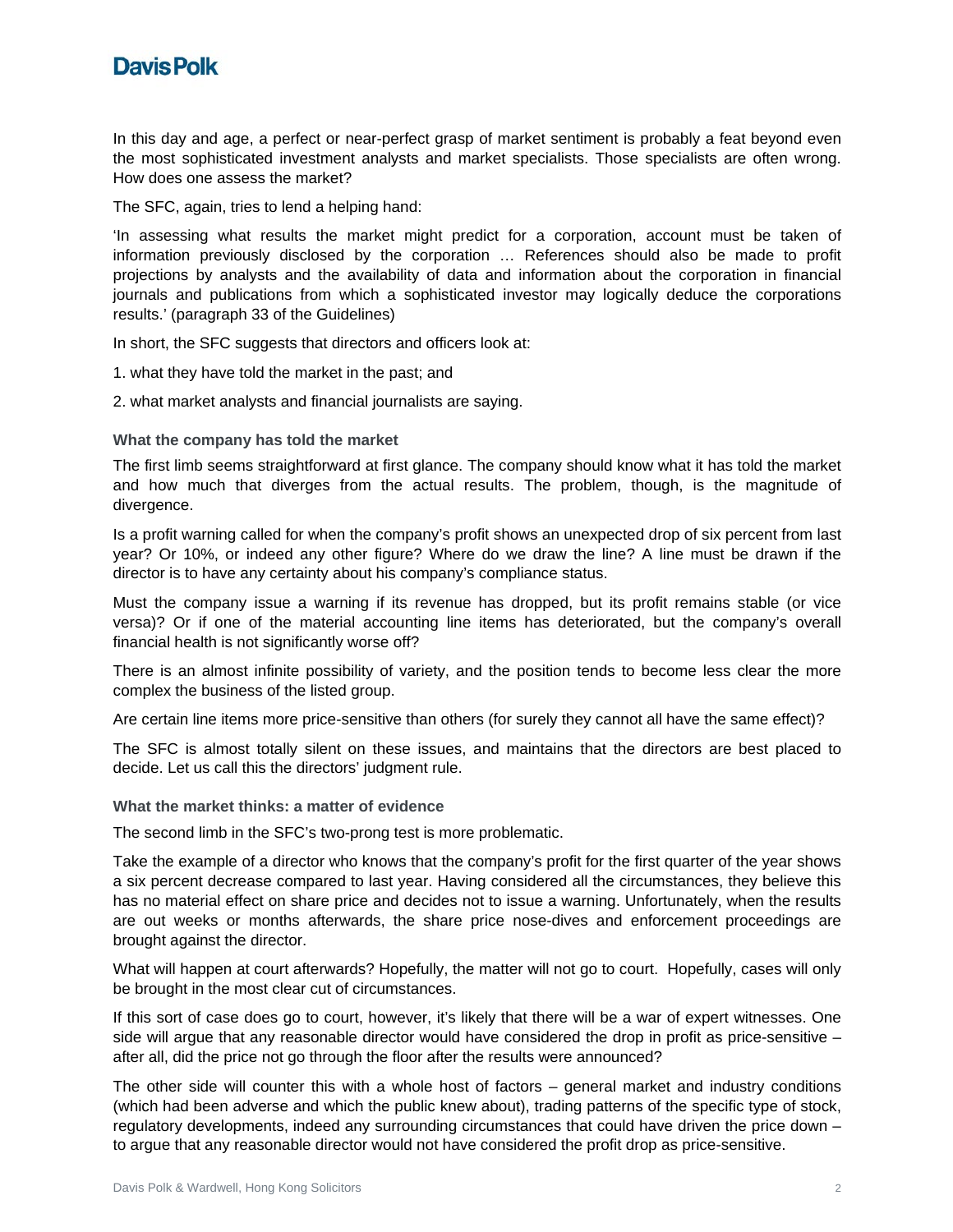In this day and age, a perfect or near-perfect grasp of market sentiment is probably a feat beyond even the most sophisticated investment analysts and market specialists. Those specialists are often wrong. How does one assess the market?

The SFC, again, tries to lend a helping hand:

'In assessing what results the market might predict for a corporation, account must be taken of information previously disclosed by the corporation … References should also be made to profit projections by analysts and the availability of data and information about the corporation in financial journals and publications from which a sophisticated investor may logically deduce the corporations results.' (paragraph 33 of the Guidelines)

In short, the SFC suggests that directors and officers look at:

1. what they have told the market in the past; and

2. what market analysts and financial journalists are saying.

#### What the company has told the market

The first limb seems straightforward at first glance. The company should know what it has told the market and how much that diverges from the actual results. The problem, though, is the magnitude of divergence.

Is a profit warning called for when the company's profit shows an unexpected drop of six percent from last year? Or 10%, or indeed any other figure? Where do we draw the line? A line must be drawn if the director is to have any certainty about his company's compliance status.

Must the company issue a warning if its revenue has dropped, but its profit remains stable (or vice versa)? Or if one of the material accounting line items has deteriorated, but the company's overall financial health is not significantly worse off?

There is an almost infinite possibility of variety, and the position tends to become less clear the more complex the business of the listed group.

Are certain line items more price-sensitive than others (for surely they cannot all have the same effect)?

The SFC is almost totally silent on these issues, and maintains that the directors are best placed to decide. Let us call this the directors' judgment rule.

#### What the market thinks: a matter of evidence

The second limb in the SFC's two-prong test is more problematic.

Take the example of a director who knows that the company's profit for the first quarter of the year shows a six percent decrease compared to last year. Having considered all the circumstances, they believe this has no material effect on share price and decides not to issue a warning. Unfortunately, when the results are out weeks or months afterwards, the share price nose-dives and enforcement proceedings are brought against the director.

What will happen at court afterwards? Hopefully, the matter will not go to court. Hopefully, cases will only be brought in the most clear cut of circumstances.

If this sort of case does go to court, however, it's likely that there will be a war of expert witnesses. One side will argue that any reasonable director would have considered the drop in profit as price-sensitive – after all, did the price not go through the floor after the results were announced?

The other side will counter this with a whole host of factors – general market and industry conditions (which had been adverse and which the public knew about), trading patterns of the specific type of stock, regulatory developments, indeed any surrounding circumstances that could have driven the price down – to argue that any reasonable director would not have considered the profit drop as price-sensitive.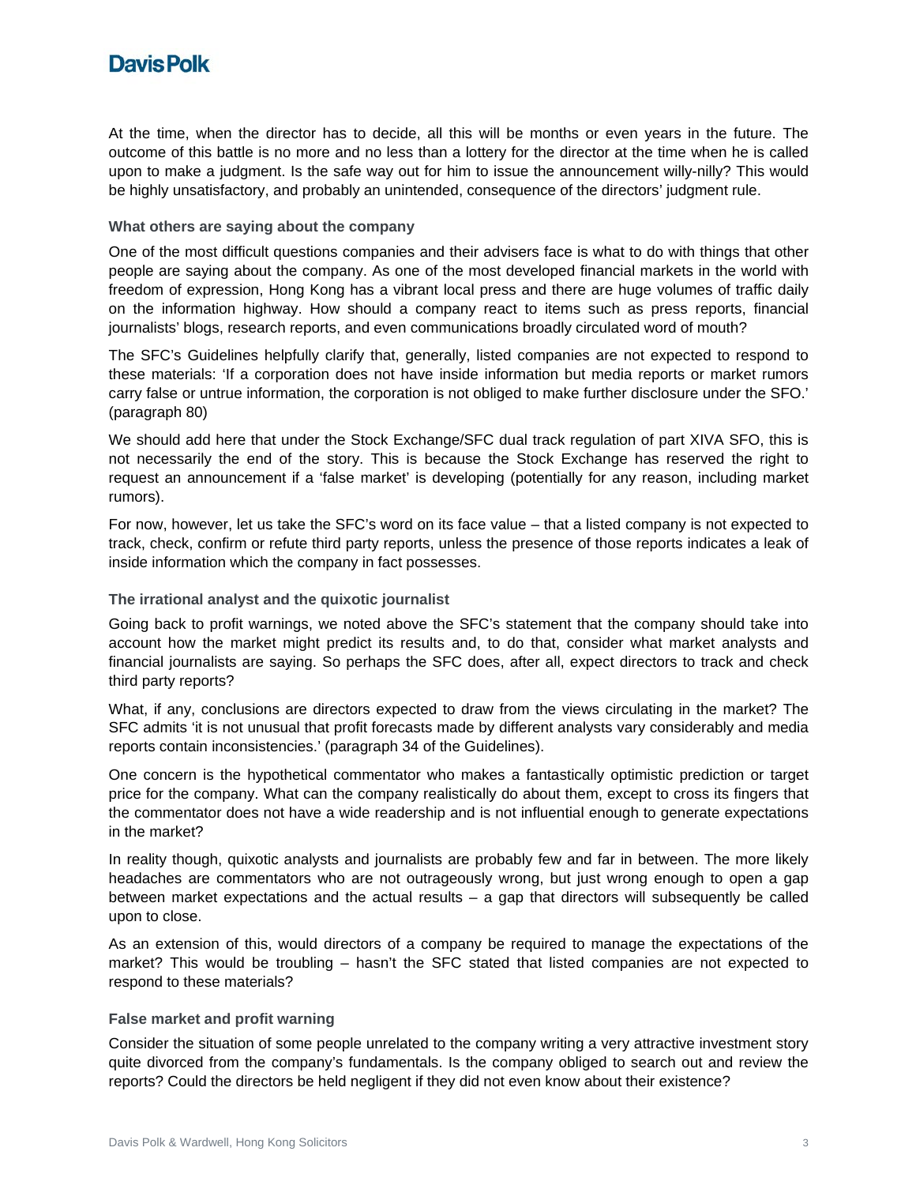At the time, when the director has to decide, all this will be months or even years in the future. The outcome of this battle is no more and no less than a lottery for the director at the time when he is called upon to make a judgment. Is the safe way out for him to issue the announcement willy-nilly? This would be highly unsatisfactory, and probably an unintended, consequence of the directors' judgment rule.

### What others are saying about the company

One of the most difficult questions companies and their advisers face is what to do with things that other people are saying about the company. As one of the most developed financial markets in the world with freedom of expression, Hong Kong has a vibrant local press and there are huge volumes of traffic daily on the information highway. How should a company react to items such as press reports, financial journalists' blogs, research reports, and even communications broadly circulated word of mouth?

The SFC's Guidelines helpfully clarify that, generally, listed companies are not expected to respond to these materials: 'If a corporation does not have inside information but media reports or market rumors carry false or untrue information, the corporation is not obliged to make further disclosure under the SFO.' (paragraph 80)

We should add here that under the Stock Exchange/SFC dual track regulation of part XIVA SFO, this is not necessarily the end of the story. This is because the Stock Exchange has reserved the right to request an announcement if a 'false market' is developing (potentially for any reason, including market rumors).

For now, however, let us take the SFC's word on its face value – that a listed company is not expected to track, check, confirm or refute third party reports, unless the presence of those reports indicates a leak of inside information which the company in fact possesses.

### The irrational analyst and the quixotic journalist

Going back to profit warnings, we noted above the SFC's statement that the company should take into account how the market might predict its results and, to do that, consider what market analysts and financial journalists are saying. So perhaps the SFC does, after all, expect directors to track and check third party reports?

What, if any, conclusions are directors expected to draw from the views circulating in the market? The SFC admits 'it is not unusual that profit forecasts made by different analysts vary considerably and media reports contain inconsistencies.' (paragraph 34 of the Guidelines).

One concern is the hypothetical commentator who makes a fantastically optimistic prediction or target price for the company. What can the company realistically do about them, except to cross its fingers that the commentator does not have a wide readership and is not influential enough to generate expectations in the market?

In reality though, quixotic analysts and journalists are probably few and far in between. The more likely headaches are commentators who are not outrageously wrong, but just wrong enough to open a gap between market expectations and the actual results – a gap that directors will subsequently be called upon to close.

As an extension of this, would directors of a company be required to manage the expectations of the market? This would be troubling – hasn't the SFC stated that listed companies are not expected to respond to these materials?

### False market and profit warning

Consider the situation of some people unrelated to the company writing a very attractive investment story quite divorced from the company's fundamentals. Is the company obliged to search out and review the reports? Could the directors be held negligent if they did not even know about their existence?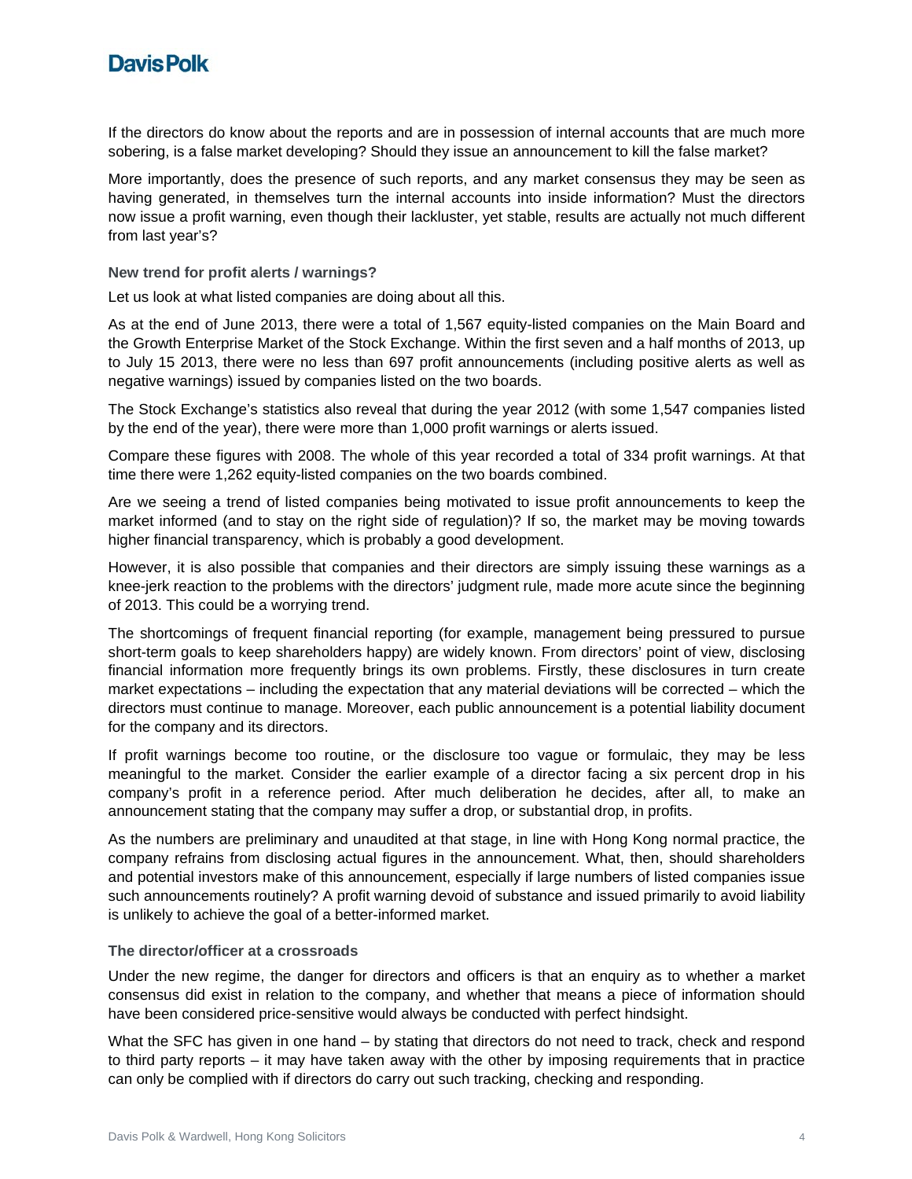If the directors do know about the reports and are in possession of internal accounts that are much more sobering, is a false market developing? Should they issue an announcement to kill the false market?

More importantly, does the presence of such reports, and any market consensus they may be seen as having generated, in themselves turn the internal accounts into inside information? Must the directors now issue a profit warning, even though their lackluster, yet stable, results are actually not much different from last year's?

### New trend for profit alerts / warnings?

Let us look at what listed companies are doing about all this.

As at the end of June 2013, there were a total of 1,567 equity-listed companies on the Main Board and the Growth Enterprise Market of the Stock Exchange. Within the first seven and a half months of 2013, up to July 15 2013, there were no less than 697 profit announcements (including positive alerts as well as negative warnings) issued by companies listed on the two boards.

The Stock Exchange's statistics also reveal that during the year 2012 (with some 1,547 companies listed by the end of the year), there were more than 1,000 profit warnings or alerts issued.

Compare these figures with 2008. The whole of this year recorded a total of 334 profit warnings. At that time there were 1,262 equity-listed companies on the two boards combined.

Are we seeing a trend of listed companies being motivated to issue profit announcements to keep the market informed (and to stay on the right side of regulation)? If so, the market may be moving towards higher financial transparency, which is probably a good development.

However, it is also possible that companies and their directors are simply issuing these warnings as a knee-jerk reaction to the problems with the directors' judgment rule, made more acute since the beginning of 2013. This could be a worrying trend.

The shortcomings of frequent financial reporting (for example, management being pressured to pursue short-term goals to keep shareholders happy) are widely known. From directors' point of view, disclosing financial information more frequently brings its own problems. Firstly, these disclosures in turn create market expectations – including the expectation that any material deviations will be corrected – which the directors must continue to manage. Moreover, each public announcement is a potential liability document for the company and its directors.

If profit warnings become too routine, or the disclosure too vague or formulaic, they may be less meaningful to the market. Consider the earlier example of a director facing a six percent drop in his company's profit in a reference period. After much deliberation he decides, after all, to make an announcement stating that the company may suffer a drop, or substantial drop, in profits.

As the numbers are preliminary and unaudited at that stage, in line with Hong Kong normal practice, the company refrains from disclosing actual figures in the announcement. What, then, should shareholders and potential investors make of this announcement, especially if large numbers of listed companies issue such announcements routinely? A profit warning devoid of substance and issued primarily to avoid liability is unlikely to achieve the goal of a better-informed market.

### The director/officer at a crossroads

Under the new regime, the danger for directors and officers is that an enquiry as to whether a market consensus did exist in relation to the company, and whether that means a piece of information should have been considered price-sensitive would always be conducted with perfect hindsight.

What the SFC has given in one hand – by stating that directors do not need to track, check and respond to third party reports – it may have taken away with the other by imposing requirements that in practice can only be complied with if directors do carry out such tracking, checking and responding.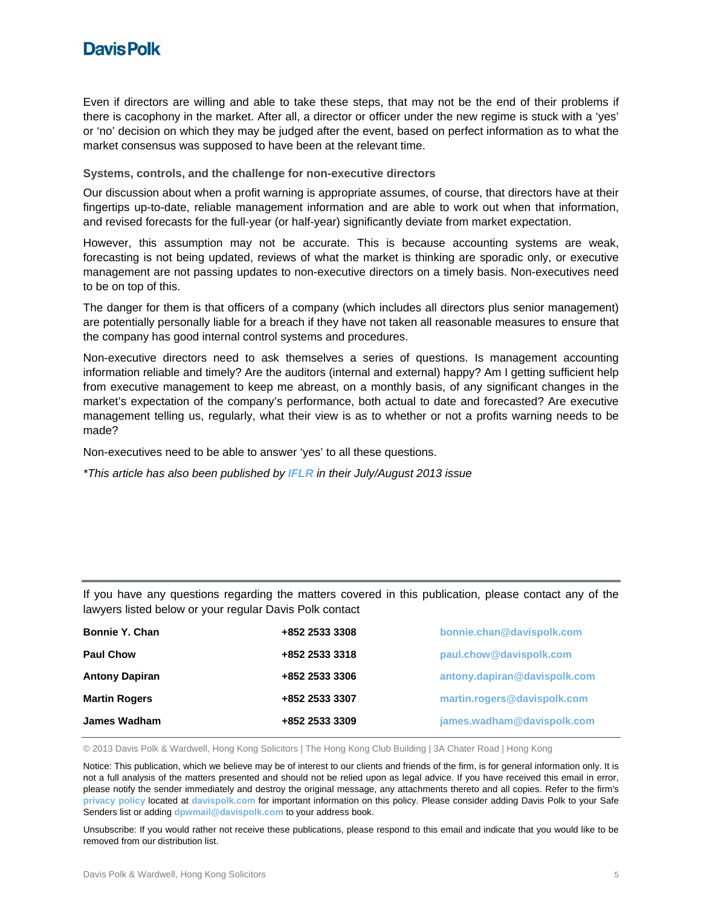Even if directors are willing and able to take these steps, that may not be the end of their problems if there is cacophony in the market. After all, a director or officer under the new regime is stuck with a 'yes' or 'no' decision on which they may be judged after the event, based on perfect information as to what the market consensus was supposed to have been at the relevant time.

### Systems, controls, and the challenge for non-executive directors

Our discussion about when a profit warning is appropriate assumes, of course, that directors have at their fingertips up-to-date, reliable management information and are able to work out when that information, and revised forecasts for the full-year (or half-year) significantly deviate from market expectation.

However, this assumption may not be accurate. This is because accounting systems are weak, forecasting is not being updated, reviews of what the market is thinking are sporadic only, or executive management are not passing updates to non-executive directors on a timely basis. Non-executives need to be on top of this.

The danger for them is that officers of a company (which includes all directors plus senior management) are potentially personally liable for a breach if they have not taken all reasonable measures to ensure that the company has good internal control systems and procedures.

Non-executive directors need to ask themselves a series of questions. Is management accounting information reliable and timely? Are the auditors (internal and external) happy? Am I getting sufficient help from executive management to keep me abreast, on a monthly basis, of any significant changes in the market's expectation of the company's performance, both actual to date and forecasted? Are executive management telling us, regularly, what their view is as to whether or not a profits warning needs to be made?

Non-executives need to be able to answer 'yes' to all these questions.

*\*This article has also been published by **IFLR** in their July/August 2013 issue*

---

If you have any questions regarding the matters covered in this publication, please contact any of the lawyers listed below or your regular Davis Polk contact

| | | |
|---|---|---|
| **Bonnie Y. Chan** | **+852 2533 3308** | **bonnie.chan@davispolk.com** |
| **Paul Chow** | **+852 2533 3318** | **paul.chow@davispolk.com** |
| **Antony Dapiran** | **+852 2533 3306** | **antony.dapiran@davispolk.com** |
| **Martin Rogers** | **+852 2533 3307** | **martin.rogers@davispolk.com** |
| **James Wadham** | **+852 2533 3309** | **james.wadham@davispolk.com** |

© 2013 Davis Polk & Wardwell, Hong Kong Solicitors | The Hong Kong Club Building | 3A Chater Road | Hong Kong

Notice: This publication, which we believe may be of interest to our clients and friends of the firm, is for general information only. It is not a full analysis of the matters presented and should not be relied upon as legal advice. If you have received this email in error, please notify the sender immediately and destroy the original message, any attachments thereto and all copies. Refer to the firm's **privacy policy** located at **davispolk.com** for important information on this policy. Please consider adding Davis Polk to your Safe Senders list or adding **dpwmail@davispolk.com** to your address book.

Unsubscribe: If you would rather not receive these publications, please respond to this email and indicate that you would like to be removed from our distribution list.